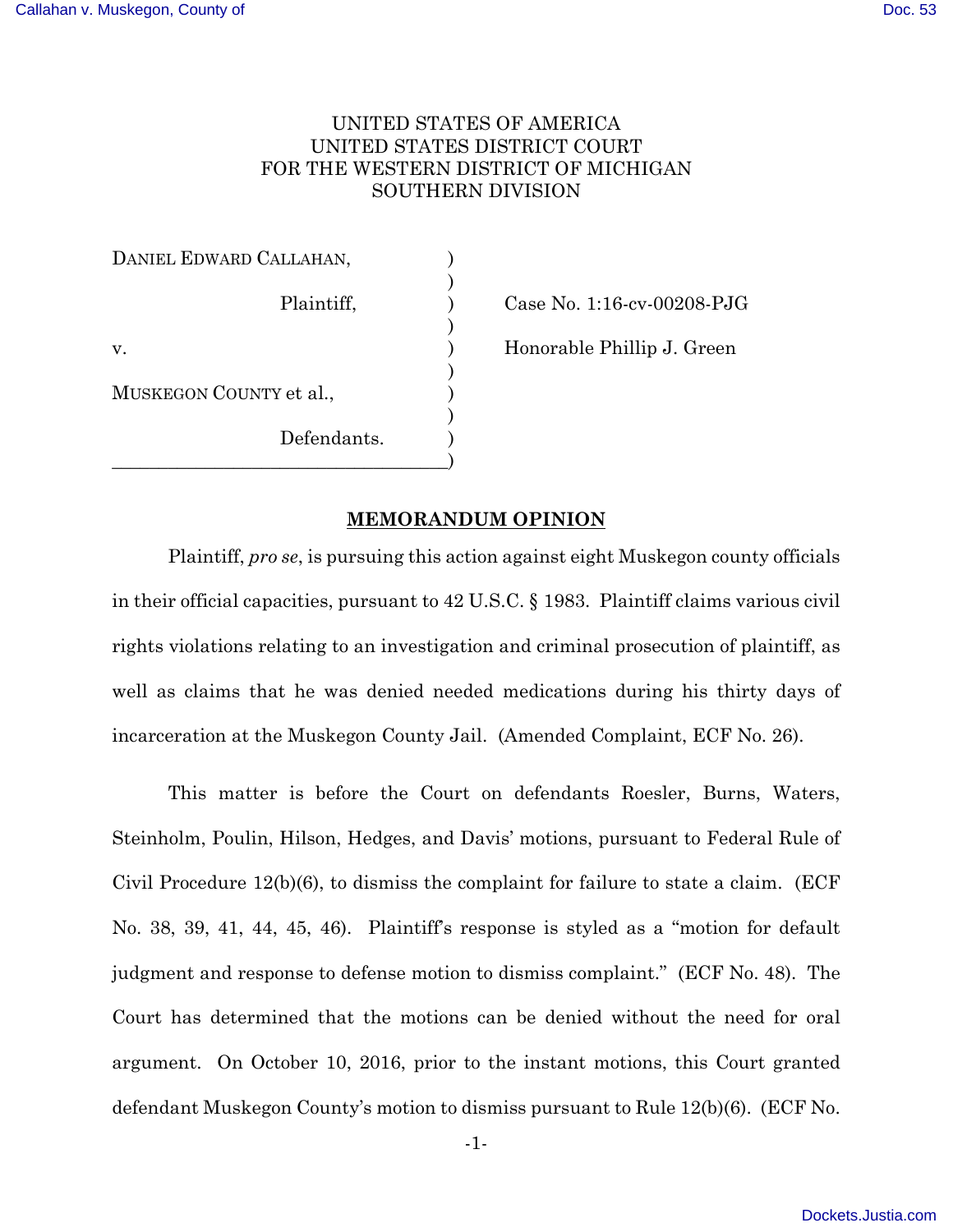UNITED STATES OF AMERICA
UNITED STATES DISTRICT COURT
FOR THE WESTERN DISTRICT OF MICHIGAN
SOUTHERN DIVISION

DANIEL EDWARD CALLAHAN,

Plaintiff,

v.

MUSKEGON COUNTY et al.,

Defendants.

Case No. 1:16-cv-00208-PJG

Honorable Phillip J. Green

**MEMORANDUM OPINION**

Plaintiff, *pro se*, is pursuing this action against eight Muskegon county officials in their official capacities, pursuant to 42 U.S.C. § 1983. Plaintiff claims various civil rights violations relating to an investigation and criminal prosecution of plaintiff, as well as claims that he was denied needed medications during his thirty days of incarceration at the Muskegon County Jail. (Amended Complaint, ECF No. 26).

This matter is before the Court on defendants Roesler, Burns, Waters, Steinholm, Poulin, Hilson, Hedges, and Davis' motions, pursuant to Federal Rule of Civil Procedure 12(b)(6), to dismiss the complaint for failure to state a claim. (ECF No. 38, 39, 41, 44, 45, 46). Plaintiff's response is styled as a "motion for default judgment and response to defense motion to dismiss complaint." (ECF No. 48). The Court has determined that the motions can be denied without the need for oral argument. On October 10, 2016, prior to the instant motions, this Court granted defendant Muskegon County's motion to dismiss pursuant to Rule 12(b)(6). (ECF No.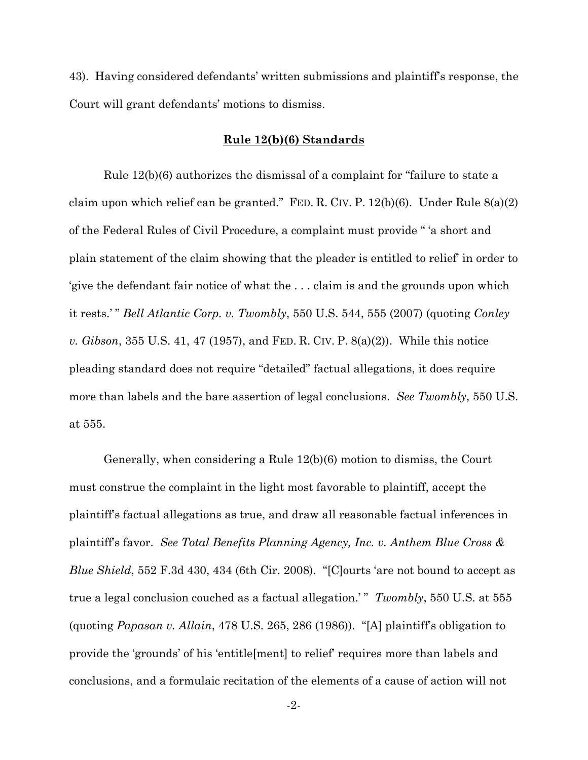43). Having considered defendants' written submissions and plaintiff's response, the Court will grant defendants' motions to dismiss.

## **Rule 12(b)(6) Standards**

Rule 12(b)(6) authorizes the dismissal of a complaint for "failure to state a claim upon which relief can be granted." FED. R. CIV. P. 12(b)(6). Under Rule 8(a)(2) of the Federal Rules of Civil Procedure, a complaint must provide " 'a short and plain statement of the claim showing that the pleader is entitled to relief' in order to 'give the defendant fair notice of what the . . . claim is and the grounds upon which it rests.' " *Bell Atlantic Corp. v. Twombly*, 550 U.S. 544, 555 (2007) (quoting *Conley v. Gibson*, 355 U.S. 41, 47 (1957), and FED. R. CIV. P. 8(a)(2)). While this notice pleading standard does not require "detailed" factual allegations, it does require more than labels and the bare assertion of legal conclusions. *See Twombly*, 550 U.S. at 555.

Generally, when considering a Rule 12(b)(6) motion to dismiss, the Court must construe the complaint in the light most favorable to plaintiff, accept the plaintiff's factual allegations as true, and draw all reasonable factual inferences in plaintiff's favor. *See Total Benefits Planning Agency, Inc. v. Anthem Blue Cross & Blue Shield*, 552 F.3d 430, 434 (6th Cir. 2008). "[C]ourts 'are not bound to accept as true a legal conclusion couched as a factual allegation.' " *Twombly*, 550 U.S. at 555 (quoting *Papasan v. Allain*, 478 U.S. 265, 286 (1986)). "[A] plaintiff's obligation to provide the 'grounds' of his 'entitle[ment] to relief' requires more than labels and conclusions, and a formulaic recitation of the elements of a cause of action will not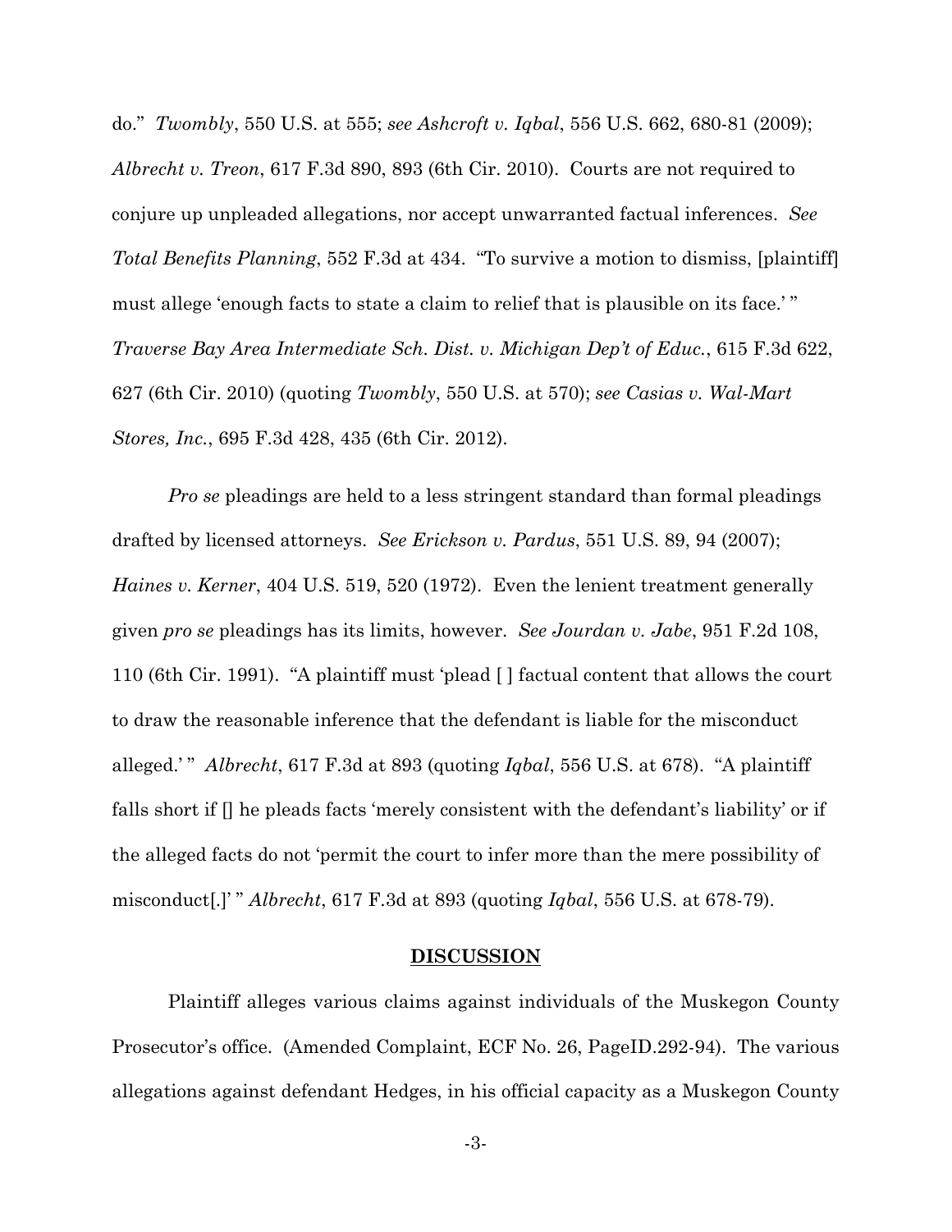do." *Twombly*, 550 U.S. at 555; *see Ashcroft v. Iqbal*, 556 U.S. 662, 680-81 (2009); *Albrecht v. Treon*, 617 F.3d 890, 893 (6th Cir. 2010). Courts are not required to conjure up unpleaded allegations, nor accept unwarranted factual inferences. *See Total Benefits Planning*, 552 F.3d at 434. "To survive a motion to dismiss, [plaintiff] must allege 'enough facts to state a claim to relief that is plausible on its face.' " *Traverse Bay Area Intermediate Sch. Dist. v. Michigan Dep't of Educ.*, 615 F.3d 622, 627 (6th Cir. 2010) (quoting *Twombly*, 550 U.S. at 570); *see Casias v. Wal-Mart Stores, Inc.*, 695 F.3d 428, 435 (6th Cir. 2012).

*Pro se* pleadings are held to a less stringent standard than formal pleadings drafted by licensed attorneys. *See Erickson v. Pardus*, 551 U.S. 89, 94 (2007); *Haines v. Kerner*, 404 U.S. 519, 520 (1972). Even the lenient treatment generally given *pro se* pleadings has its limits, however. *See Jourdan v. Jabe*, 951 F.2d 108, 110 (6th Cir. 1991). "A plaintiff must 'plead [ ] factual content that allows the court to draw the reasonable inference that the defendant is liable for the misconduct alleged.' " *Albrecht*, 617 F.3d at 893 (quoting *Iqbal*, 556 U.S. at 678). "A plaintiff falls short if [] he pleads facts 'merely consistent with the defendant's liability' or if the alleged facts do not 'permit the court to infer more than the mere possibility of misconduct[.]' " *Albrecht*, 617 F.3d at 893 (quoting *Iqbal*, 556 U.S. at 678-79).

## DISCUSSION

Plaintiff alleges various claims against individuals of the Muskegon County Prosecutor's office. (Amended Complaint, ECF No. 26, PageID.292-94). The various allegations against defendant Hedges, in his official capacity as a Muskegon County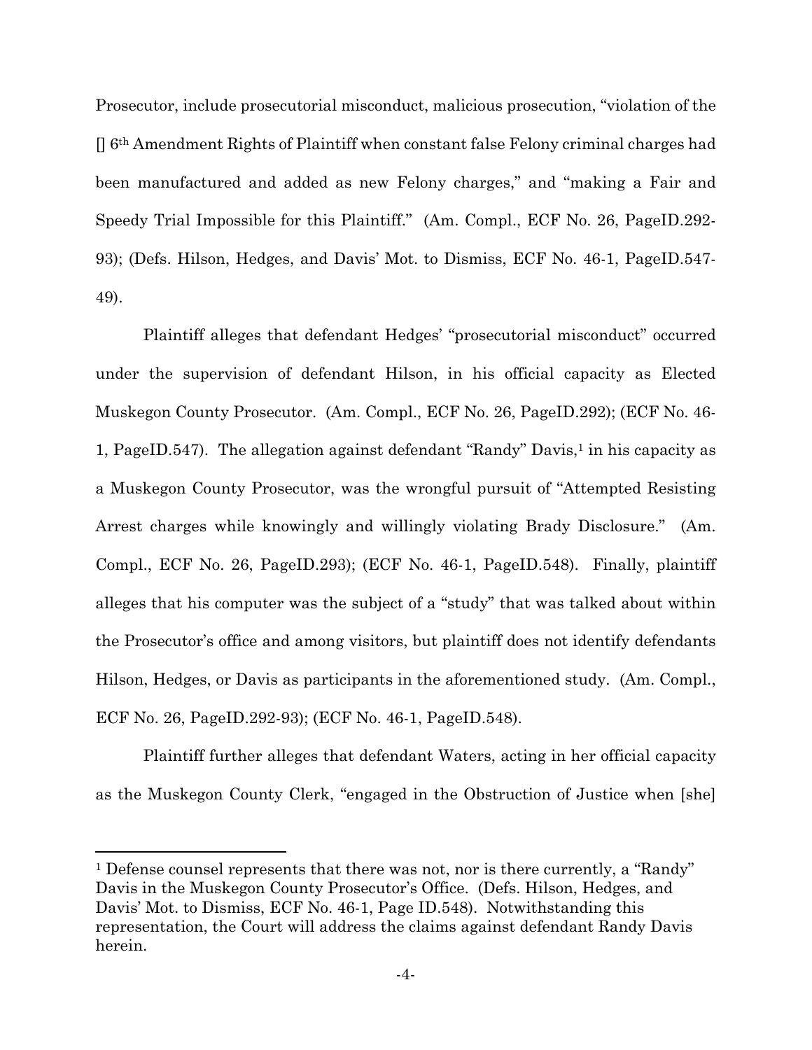Prosecutor, include prosecutorial misconduct, malicious prosecution, "violation of the [] 6th Amendment Rights of Plaintiff when constant false Felony criminal charges had been manufactured and added as new Felony charges," and "making a Fair and Speedy Trial Impossible for this Plaintiff." (Am. Compl., ECF No. 26, PageID.292-93); (Defs. Hilson, Hedges, and Davis' Mot. to Dismiss, ECF No. 46-1, PageID.547-49).

Plaintiff alleges that defendant Hedges' "prosecutorial misconduct" occurred under the supervision of defendant Hilson, in his official capacity as Elected Muskegon County Prosecutor. (Am. Compl., ECF No. 26, PageID.292); (ECF No. 46-1, PageID.547). The allegation against defendant "Randy" Davis,[1] in his capacity as a Muskegon County Prosecutor, was the wrongful pursuit of "Attempted Resisting Arrest charges while knowingly and willingly violating Brady Disclosure." (Am. Compl., ECF No. 26, PageID.293); (ECF No. 46-1, PageID.548). Finally, plaintiff alleges that his computer was the subject of a "study" that was talked about within the Prosecutor's office and among visitors, but plaintiff does not identify defendants Hilson, Hedges, or Davis as participants in the aforementioned study. (Am. Compl., ECF No. 26, PageID.292-93); (ECF No. 46-1, PageID.548).

Plaintiff further alleges that defendant Waters, acting in her official capacity as the Muskegon County Clerk, "engaged in the Obstruction of Justice when [she]

---

[1] Defense counsel represents that there was not, nor is there currently, a "Randy" Davis in the Muskegon County Prosecutor's Office. (Defs. Hilson, Hedges, and Davis' Mot. to Dismiss, ECF No. 46-1, Page ID.548). Notwithstanding this representation, the Court will address the claims against defendant Randy Davis herein.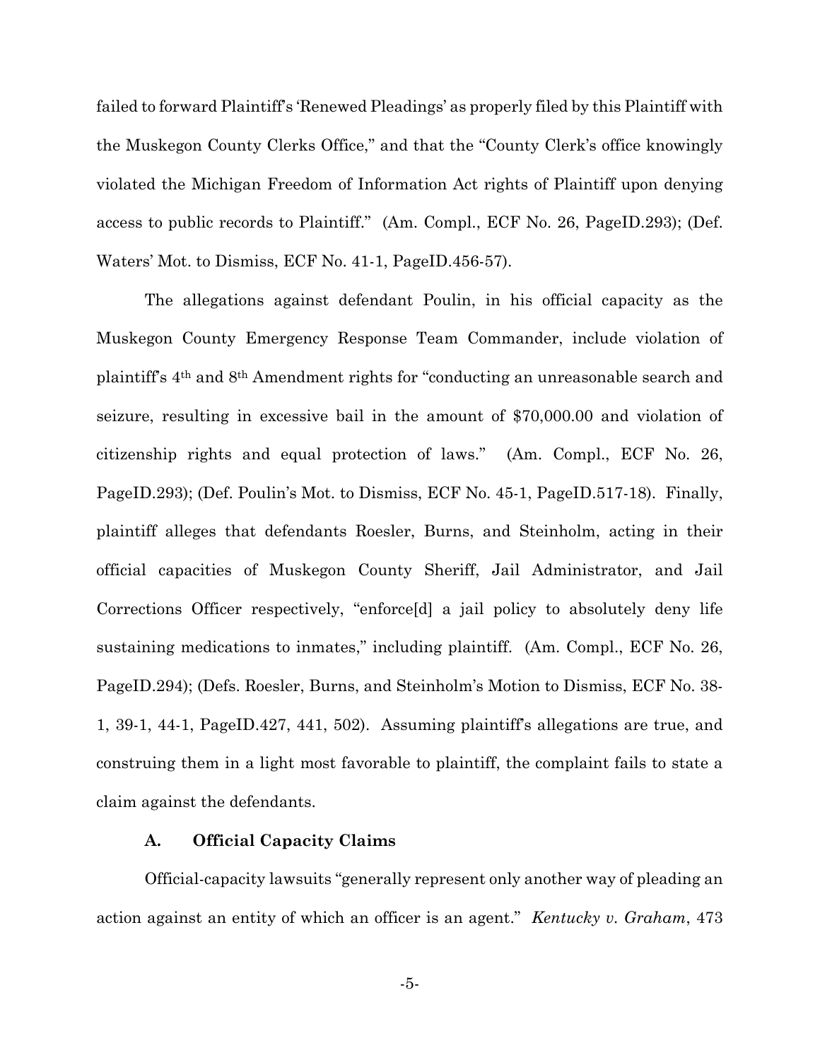failed to forward Plaintiff's 'Renewed Pleadings' as properly filed by this Plaintiff with the Muskegon County Clerks Office," and that the "County Clerk's office knowingly violated the Michigan Freedom of Information Act rights of Plaintiff upon denying access to public records to Plaintiff." (Am. Compl., ECF No. 26, PageID.293); (Def. Waters' Mot. to Dismiss, ECF No. 41-1, PageID.456-57).

The allegations against defendant Poulin, in his official capacity as the Muskegon County Emergency Response Team Commander, include violation of plaintiff's 4th and 8th Amendment rights for "conducting an unreasonable search and seizure, resulting in excessive bail in the amount of $70,000.00 and violation of citizenship rights and equal protection of laws." (Am. Compl., ECF No. 26, PageID.293); (Def. Poulin's Mot. to Dismiss, ECF No. 45-1, PageID.517-18). Finally, plaintiff alleges that defendants Roesler, Burns, and Steinholm, acting in their official capacities of Muskegon County Sheriff, Jail Administrator, and Jail Corrections Officer respectively, "enforce[d] a jail policy to absolutely deny life sustaining medications to inmates," including plaintiff. (Am. Compl., ECF No. 26, PageID.294); (Defs. Roesler, Burns, and Steinholm's Motion to Dismiss, ECF No. 38-1, 39-1, 44-1, PageID.427, 441, 502). Assuming plaintiff's allegations are true, and construing them in a light most favorable to plaintiff, the complaint fails to state a claim against the defendants.

### A. Official Capacity Claims

Official-capacity lawsuits "generally represent only another way of pleading an action against an entity of which an officer is an agent." *Kentucky v. Graham*, 473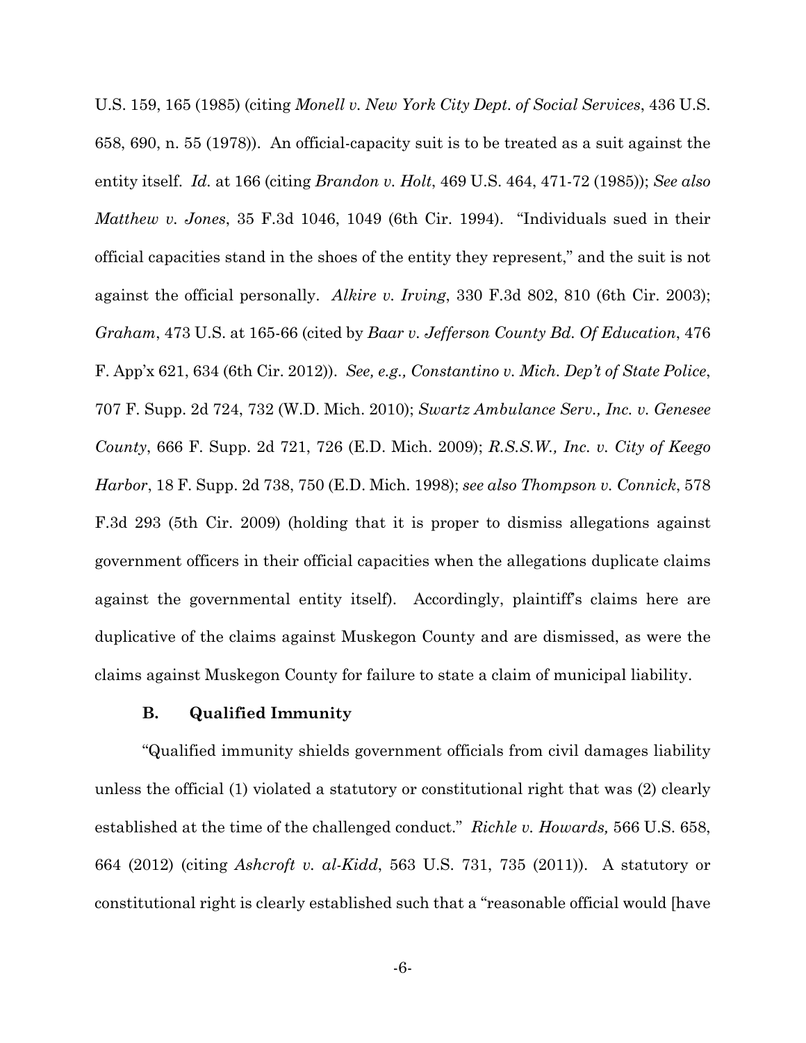U.S. 159, 165 (1985) (citing *Monell v. New York City Dept. of Social Services*, 436 U.S. 658, 690, n. 55 (1978)). An official-capacity suit is to be treated as a suit against the entity itself. *Id.* at 166 (citing *Brandon v. Holt*, 469 U.S. 464, 471-72 (1985)); *See also Matthew v. Jones*, 35 F.3d 1046, 1049 (6th Cir. 1994). "Individuals sued in their official capacities stand in the shoes of the entity they represent," and the suit is not against the official personally. *Alkire v. Irving*, 330 F.3d 802, 810 (6th Cir. 2003); *Graham*, 473 U.S. at 165-66 (cited by *Baar v. Jefferson County Bd. Of Education*, 476 F. App'x 621, 634 (6th Cir. 2012)). *See, e.g., Constantino v. Mich. Dep't of State Police*, 707 F. Supp. 2d 724, 732 (W.D. Mich. 2010); *Swartz Ambulance Serv., Inc. v. Genesee County*, 666 F. Supp. 2d 721, 726 (E.D. Mich. 2009); *R.S.S.W., Inc. v. City of Keego Harbor*, 18 F. Supp. 2d 738, 750 (E.D. Mich. 1998); *see also Thompson v. Connick*, 578 F.3d 293 (5th Cir. 2009) (holding that it is proper to dismiss allegations against government officers in their official capacities when the allegations duplicate claims against the governmental entity itself). Accordingly, plaintiff's claims here are duplicative of the claims against Muskegon County and are dismissed, as were the claims against Muskegon County for failure to state a claim of municipal liability.

### B. Qualified Immunity

"Qualified immunity shields government officials from civil damages liability unless the official (1) violated a statutory or constitutional right that was (2) clearly established at the time of the challenged conduct." *Richle v. Howards,* 566 U.S. 658, 664 (2012) (citing *Ashcroft v. al-Kidd*, 563 U.S. 731, 735 (2011)). A statutory or constitutional right is clearly established such that a "reasonable official would [have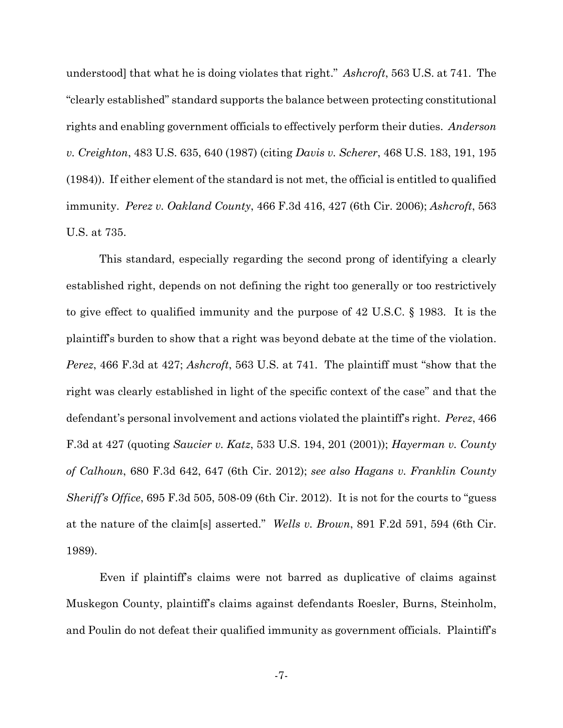understood] that what he is doing violates that right." *Ashcroft*, 563 U.S. at 741. The "clearly established" standard supports the balance between protecting constitutional rights and enabling government officials to effectively perform their duties. *Anderson v. Creighton*, 483 U.S. 635, 640 (1987) (citing *Davis v. Scherer*, 468 U.S. 183, 191, 195 (1984)). If either element of the standard is not met, the official is entitled to qualified immunity. *Perez v. Oakland County*, 466 F.3d 416, 427 (6th Cir. 2006); *Ashcroft*, 563 U.S. at 735.

This standard, especially regarding the second prong of identifying a clearly established right, depends on not defining the right too generally or too restrictively to give effect to qualified immunity and the purpose of 42 U.S.C. § 1983. It is the plaintiff's burden to show that a right was beyond debate at the time of the violation. *Perez*, 466 F.3d at 427; *Ashcroft*, 563 U.S. at 741. The plaintiff must "show that the right was clearly established in light of the specific context of the case" and that the defendant's personal involvement and actions violated the plaintiff's right. *Perez*, 466 F.3d at 427 (quoting *Saucier v. Katz*, 533 U.S. 194, 201 (2001)); *Hayerman v. County of Calhoun*, 680 F.3d 642, 647 (6th Cir. 2012); *see also Hagans v. Franklin County Sheriff's Office*, 695 F.3d 505, 508-09 (6th Cir. 2012). It is not for the courts to "guess at the nature of the claim[s] asserted." *Wells v. Brown*, 891 F.2d 591, 594 (6th Cir. 1989).

Even if plaintiff's claims were not barred as duplicative of claims against Muskegon County, plaintiff's claims against defendants Roesler, Burns, Steinholm, and Poulin do not defeat their qualified immunity as government officials. Plaintiff's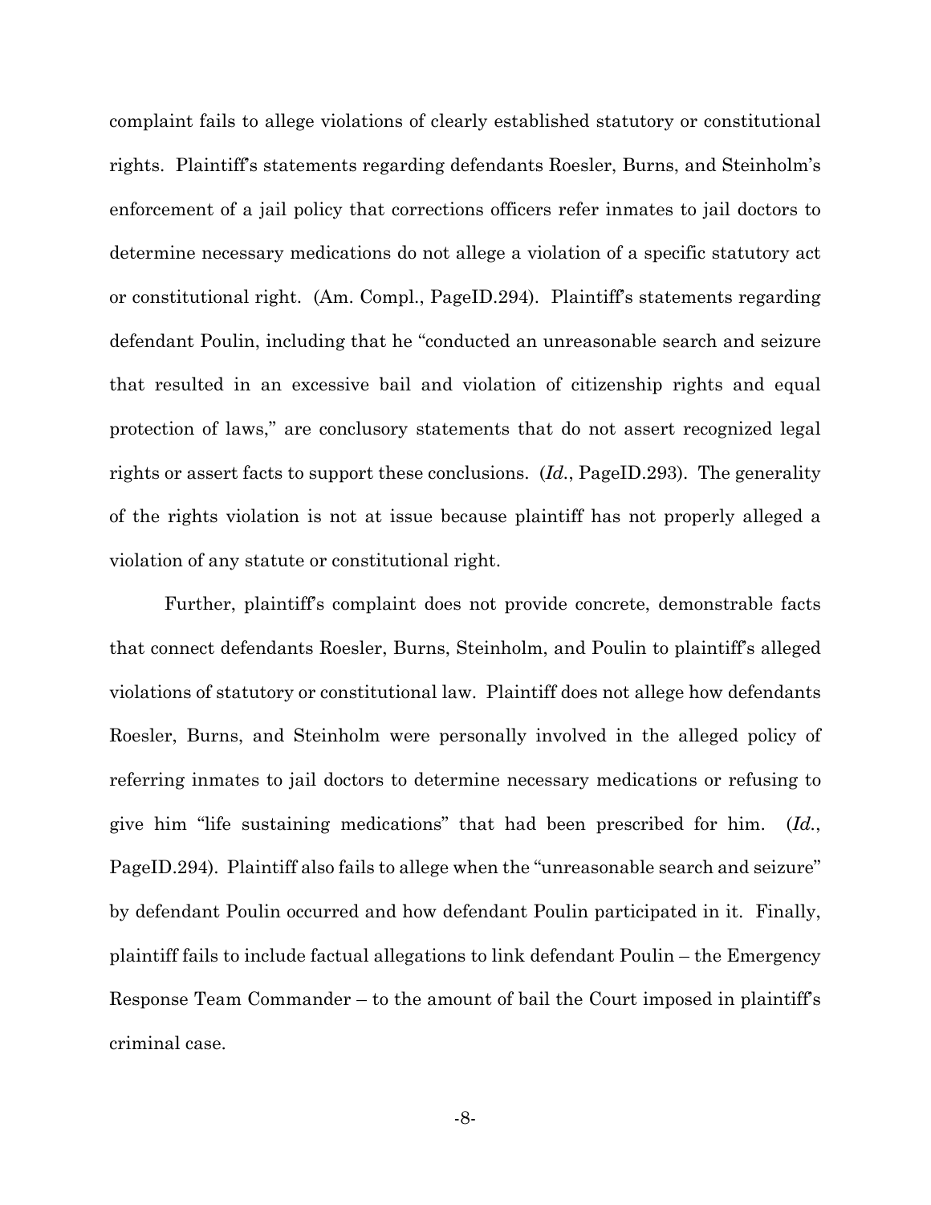complaint fails to allege violations of clearly established statutory or constitutional rights. Plaintiff's statements regarding defendants Roesler, Burns, and Steinholm's enforcement of a jail policy that corrections officers refer inmates to jail doctors to determine necessary medications do not allege a violation of a specific statutory act or constitutional right. (Am. Compl., PageID.294). Plaintiff's statements regarding defendant Poulin, including that he "conducted an unreasonable search and seizure that resulted in an excessive bail and violation of citizenship rights and equal protection of laws," are conclusory statements that do not assert recognized legal rights or assert facts to support these conclusions. (*Id.*, PageID.293). The generality of the rights violation is not at issue because plaintiff has not properly alleged a violation of any statute or constitutional right.

Further, plaintiff's complaint does not provide concrete, demonstrable facts that connect defendants Roesler, Burns, Steinholm, and Poulin to plaintiff's alleged violations of statutory or constitutional law. Plaintiff does not allege how defendants Roesler, Burns, and Steinholm were personally involved in the alleged policy of referring inmates to jail doctors to determine necessary medications or refusing to give him "life sustaining medications" that had been prescribed for him. (*Id.*, PageID.294). Plaintiff also fails to allege when the "unreasonable search and seizure" by defendant Poulin occurred and how defendant Poulin participated in it. Finally, plaintiff fails to include factual allegations to link defendant Poulin – the Emergency Response Team Commander – to the amount of bail the Court imposed in plaintiff's criminal case.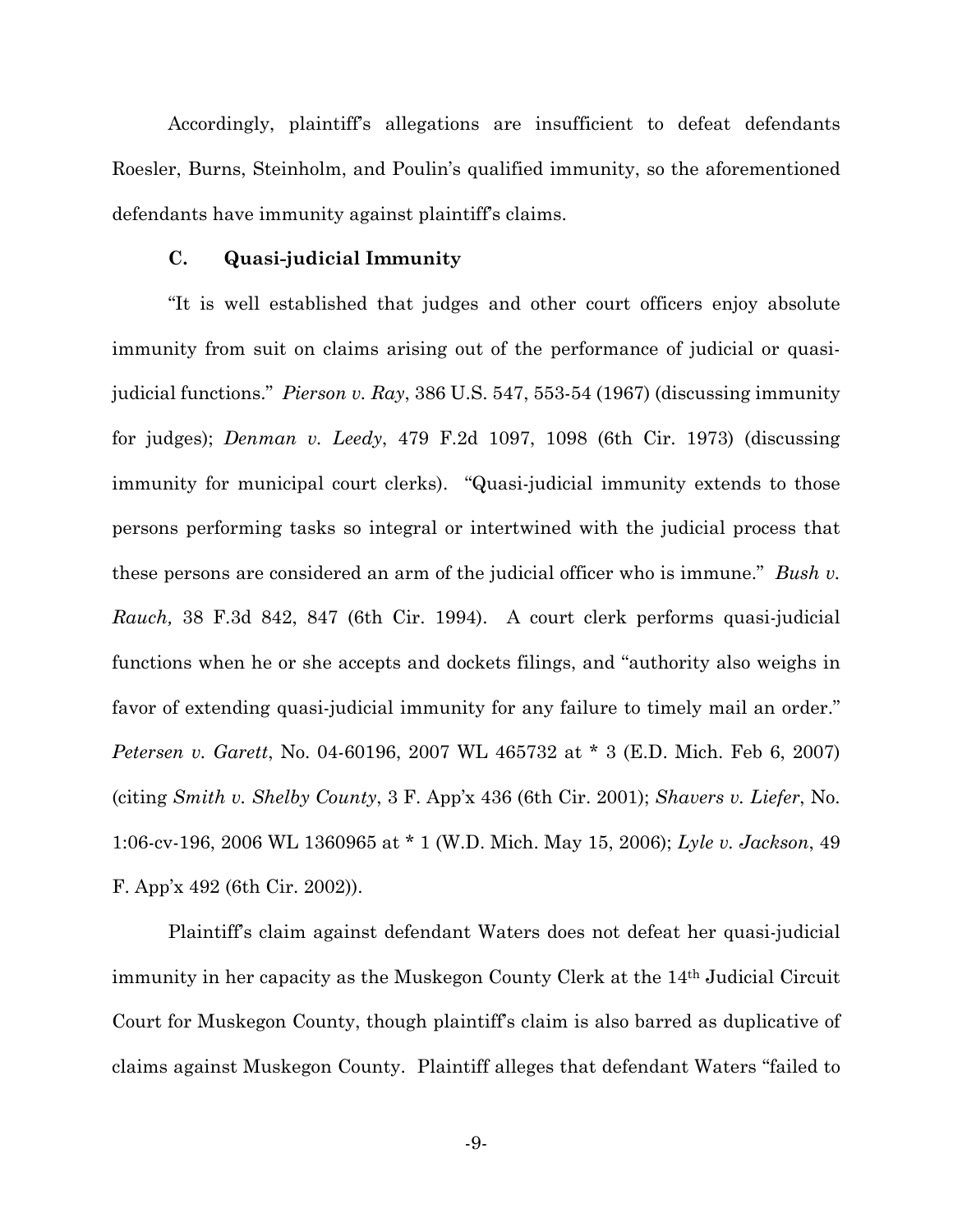Accordingly, plaintiff's allegations are insufficient to defeat defendants Roesler, Burns, Steinholm, and Poulin's qualified immunity, so the aforementioned defendants have immunity against plaintiff's claims.

### C. Quasi-judicial Immunity

"It is well established that judges and other court officers enjoy absolute immunity from suit on claims arising out of the performance of judicial or quasi-judicial functions." *Pierson v. Ray*, 386 U.S. 547, 553-54 (1967) (discussing immunity for judges); *Denman v. Leedy*, 479 F.2d 1097, 1098 (6th Cir. 1973) (discussing immunity for municipal court clerks). "Quasi-judicial immunity extends to those persons performing tasks so integral or intertwined with the judicial process that these persons are considered an arm of the judicial officer who is immune." *Bush v. Rauch,* 38 F.3d 842, 847 (6th Cir. 1994). A court clerk performs quasi-judicial functions when he or she accepts and dockets filings, and "authority also weighs in favor of extending quasi-judicial immunity for any failure to timely mail an order." *Petersen v. Garett*, No. 04-60196, 2007 WL 465732 at * 3 (E.D. Mich. Feb 6, 2007) (citing *Smith v. Shelby County*, 3 F. App'x 436 (6th Cir. 2001); *Shavers v. Liefer*, No. 1:06-cv-196, 2006 WL 1360965 at * 1 (W.D. Mich. May 15, 2006); *Lyle v. Jackson*, 49 F. App'x 492 (6th Cir. 2002)).

Plaintiff's claim against defendant Waters does not defeat her quasi-judicial immunity in her capacity as the Muskegon County Clerk at the 14th Judicial Circuit Court for Muskegon County, though plaintiff's claim is also barred as duplicative of claims against Muskegon County. Plaintiff alleges that defendant Waters "failed to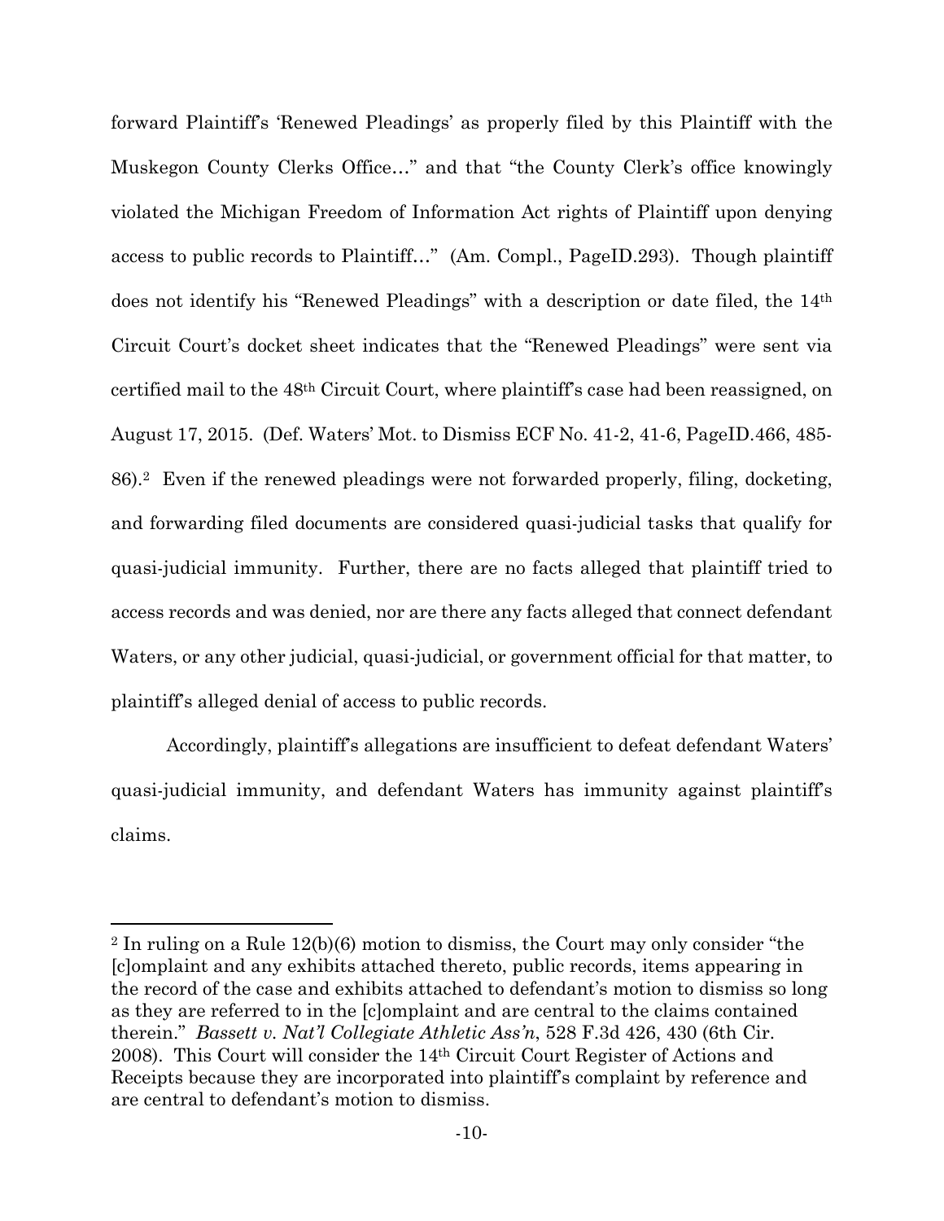forward Plaintiff's 'Renewed Pleadings' as properly filed by this Plaintiff with the Muskegon County Clerks Office…" and that "the County Clerk's office knowingly violated the Michigan Freedom of Information Act rights of Plaintiff upon denying access to public records to Plaintiff…" (Am. Compl., PageID.293). Though plaintiff does not identify his "Renewed Pleadings" with a description or date filed, the 14th Circuit Court's docket sheet indicates that the "Renewed Pleadings" were sent via certified mail to the 48th Circuit Court, where plaintiff's case had been reassigned, on August 17, 2015. (Def. Waters' Mot. to Dismiss ECF No. 41-2, 41-6, PageID.466, 485-86).[2] Even if the renewed pleadings were not forwarded properly, filing, docketing, and forwarding filed documents are considered quasi-judicial tasks that qualify for quasi-judicial immunity. Further, there are no facts alleged that plaintiff tried to access records and was denied, nor are there any facts alleged that connect defendant Waters, or any other judicial, quasi-judicial, or government official for that matter, to plaintiff's alleged denial of access to public records.

Accordingly, plaintiff's allegations are insufficient to defeat defendant Waters' quasi-judicial immunity, and defendant Waters has immunity against plaintiff's claims.

---

[2] In ruling on a Rule 12(b)(6) motion to dismiss, the Court may only consider "the [c]omplaint and any exhibits attached thereto, public records, items appearing in the record of the case and exhibits attached to defendant's motion to dismiss so long as they are referred to in the [c]omplaint and are central to the claims contained therein." *Bassett v. Nat'l Collegiate Athletic Ass'n*, 528 F.3d 426, 430 (6th Cir. 2008). This Court will consider the 14th Circuit Court Register of Actions and Receipts because they are incorporated into plaintiff's complaint by reference and are central to defendant's motion to dismiss.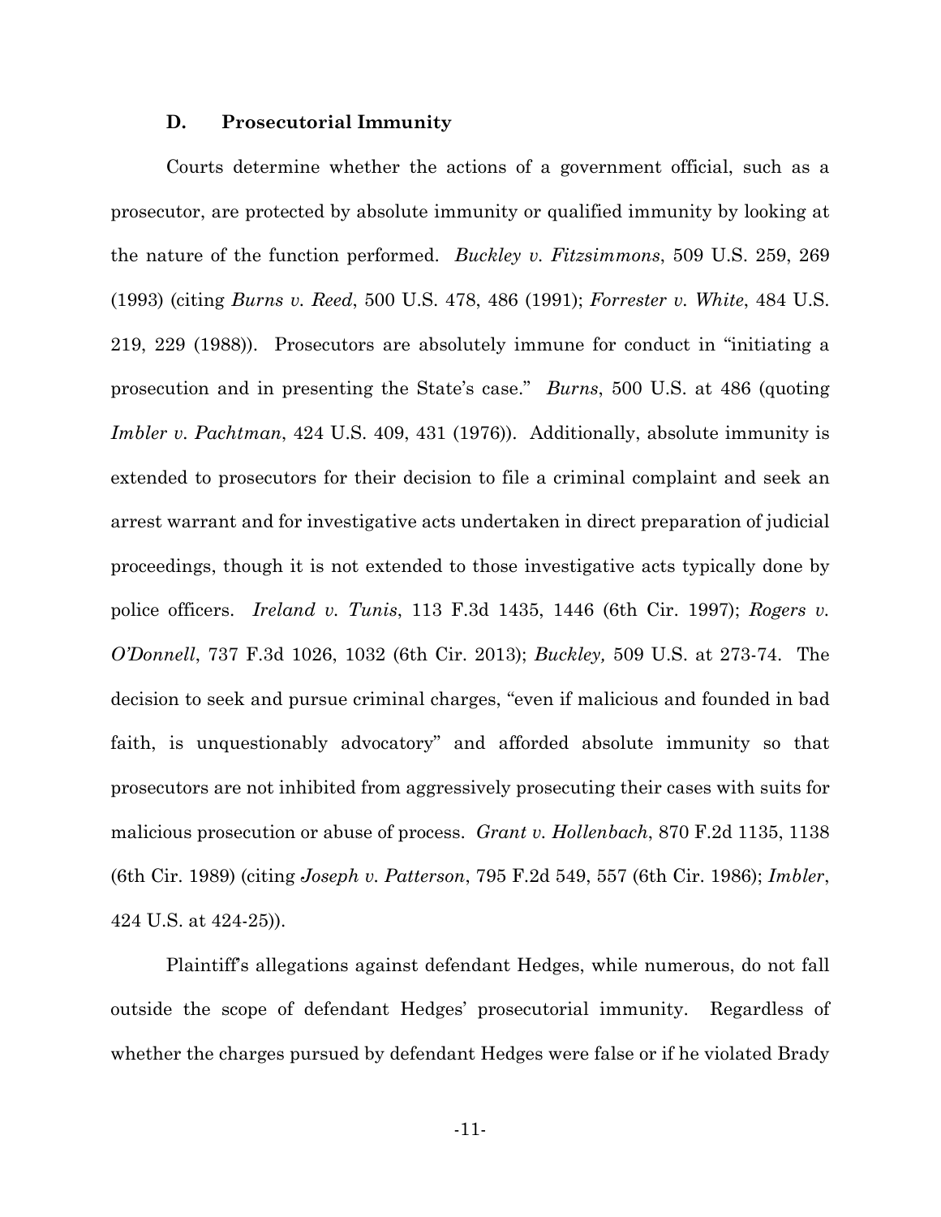### D. Prosecutorial Immunity

Courts determine whether the actions of a government official, such as a prosecutor, are protected by absolute immunity or qualified immunity by looking at the nature of the function performed. *Buckley v. Fitzsimmons*, 509 U.S. 259, 269 (1993) (citing *Burns v. Reed*, 500 U.S. 478, 486 (1991); *Forrester v. White*, 484 U.S. 219, 229 (1988)). Prosecutors are absolutely immune for conduct in "initiating a prosecution and in presenting the State's case." *Burns*, 500 U.S. at 486 (quoting *Imbler v. Pachtman*, 424 U.S. 409, 431 (1976)). Additionally, absolute immunity is extended to prosecutors for their decision to file a criminal complaint and seek an arrest warrant and for investigative acts undertaken in direct preparation of judicial proceedings, though it is not extended to those investigative acts typically done by police officers. *Ireland v. Tunis*, 113 F.3d 1435, 1446 (6th Cir. 1997); *Rogers v. O'Donnell*, 737 F.3d 1026, 1032 (6th Cir. 2013); *Buckley,* 509 U.S. at 273-74. The decision to seek and pursue criminal charges, "even if malicious and founded in bad faith, is unquestionably advocatory" and afforded absolute immunity so that prosecutors are not inhibited from aggressively prosecuting their cases with suits for malicious prosecution or abuse of process. *Grant v. Hollenbach*, 870 F.2d 1135, 1138 (6th Cir. 1989) (citing *Joseph v. Patterson*, 795 F.2d 549, 557 (6th Cir. 1986); *Imbler*, 424 U.S. at 424-25)).

Plaintiff's allegations against defendant Hedges, while numerous, do not fall outside the scope of defendant Hedges' prosecutorial immunity. Regardless of whether the charges pursued by defendant Hedges were false or if he violated Brady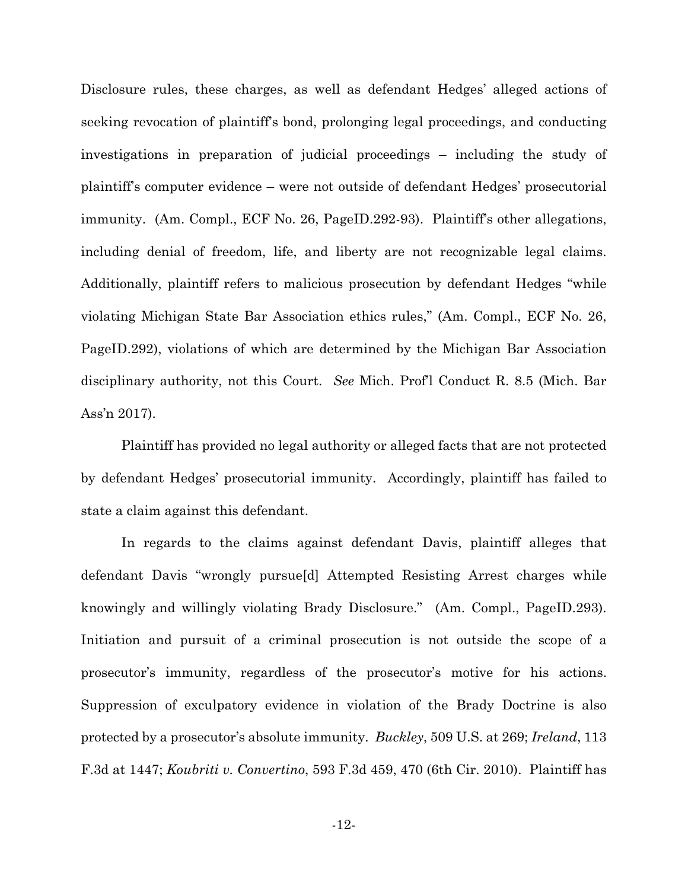Disclosure rules, these charges, as well as defendant Hedges' alleged actions of seeking revocation of plaintiff's bond, prolonging legal proceedings, and conducting investigations in preparation of judicial proceedings – including the study of plaintiff's computer evidence – were not outside of defendant Hedges' prosecutorial immunity. (Am. Compl., ECF No. 26, PageID.292-93). Plaintiff's other allegations, including denial of freedom, life, and liberty are not recognizable legal claims. Additionally, plaintiff refers to malicious prosecution by defendant Hedges "while violating Michigan State Bar Association ethics rules," (Am. Compl., ECF No. 26, PageID.292), violations of which are determined by the Michigan Bar Association disciplinary authority, not this Court. *See* Mich. Prof'l Conduct R. 8.5 (Mich. Bar Ass'n 2017).

Plaintiff has provided no legal authority or alleged facts that are not protected by defendant Hedges' prosecutorial immunity. Accordingly, plaintiff has failed to state a claim against this defendant.

In regards to the claims against defendant Davis, plaintiff alleges that defendant Davis "wrongly pursue[d] Attempted Resisting Arrest charges while knowingly and willingly violating Brady Disclosure." (Am. Compl., PageID.293). Initiation and pursuit of a criminal prosecution is not outside the scope of a prosecutor's immunity, regardless of the prosecutor's motive for his actions. Suppression of exculpatory evidence in violation of the Brady Doctrine is also protected by a prosecutor's absolute immunity. *Buckley*, 509 U.S. at 269; *Ireland*, 113 F.3d at 1447; *Koubriti v. Convertino*, 593 F.3d 459, 470 (6th Cir. 2010). Plaintiff has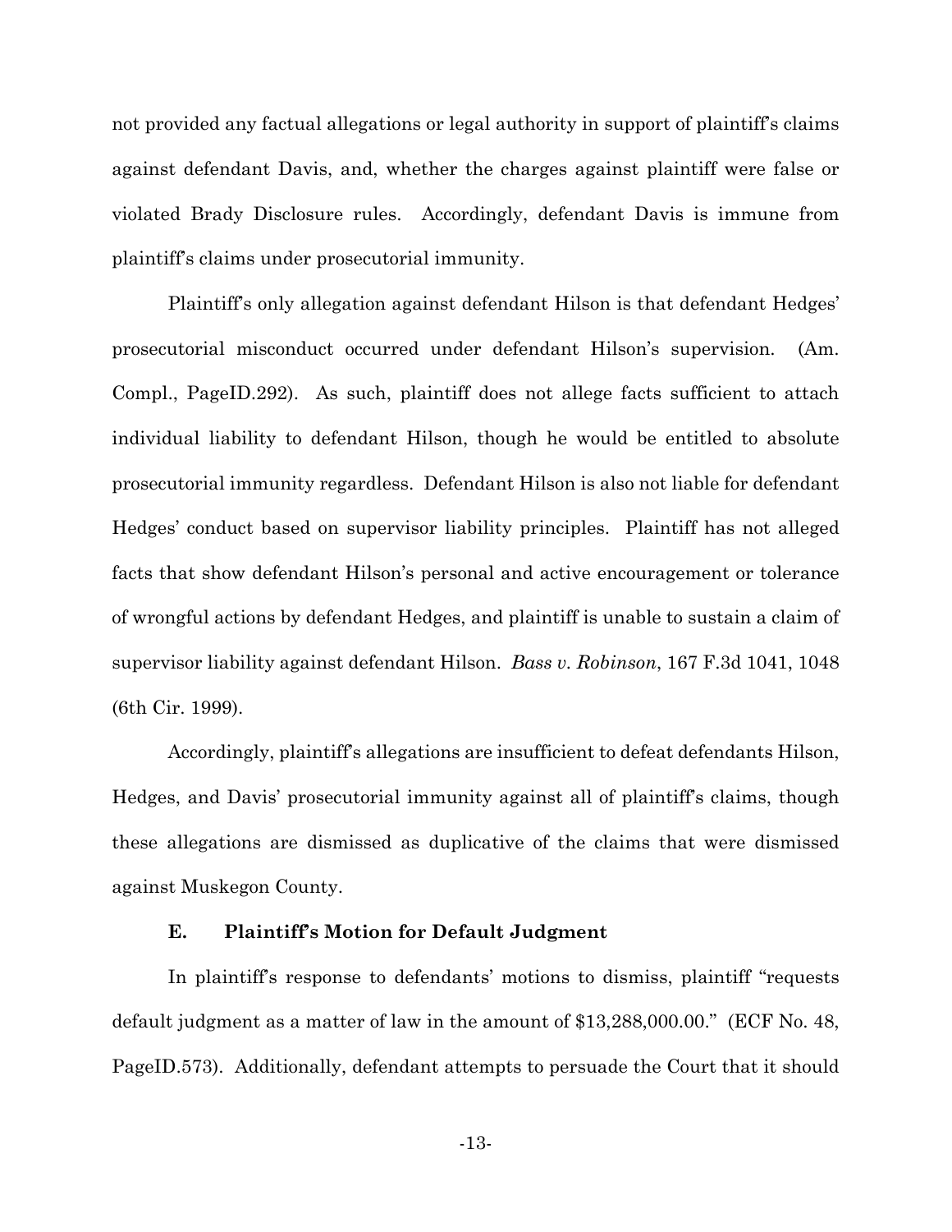not provided any factual allegations or legal authority in support of plaintiff's claims against defendant Davis, and, whether the charges against plaintiff were false or violated Brady Disclosure rules. Accordingly, defendant Davis is immune from plaintiff's claims under prosecutorial immunity.

Plaintiff's only allegation against defendant Hilson is that defendant Hedges' prosecutorial misconduct occurred under defendant Hilson's supervision. (Am. Compl., PageID.292). As such, plaintiff does not allege facts sufficient to attach individual liability to defendant Hilson, though he would be entitled to absolute prosecutorial immunity regardless. Defendant Hilson is also not liable for defendant Hedges' conduct based on supervisor liability principles. Plaintiff has not alleged facts that show defendant Hilson's personal and active encouragement or tolerance of wrongful actions by defendant Hedges, and plaintiff is unable to sustain a claim of supervisor liability against defendant Hilson. *Bass v. Robinson*, 167 F.3d 1041, 1048 (6th Cir. 1999).

Accordingly, plaintiff's allegations are insufficient to defeat defendants Hilson, Hedges, and Davis' prosecutorial immunity against all of plaintiff's claims, though these allegations are dismissed as duplicative of the claims that were dismissed against Muskegon County.

### E. Plaintiff's Motion for Default Judgment

In plaintiff's response to defendants' motions to dismiss, plaintiff "requests default judgment as a matter of law in the amount of $13,288,000.00." (ECF No. 48, PageID.573). Additionally, defendant attempts to persuade the Court that it should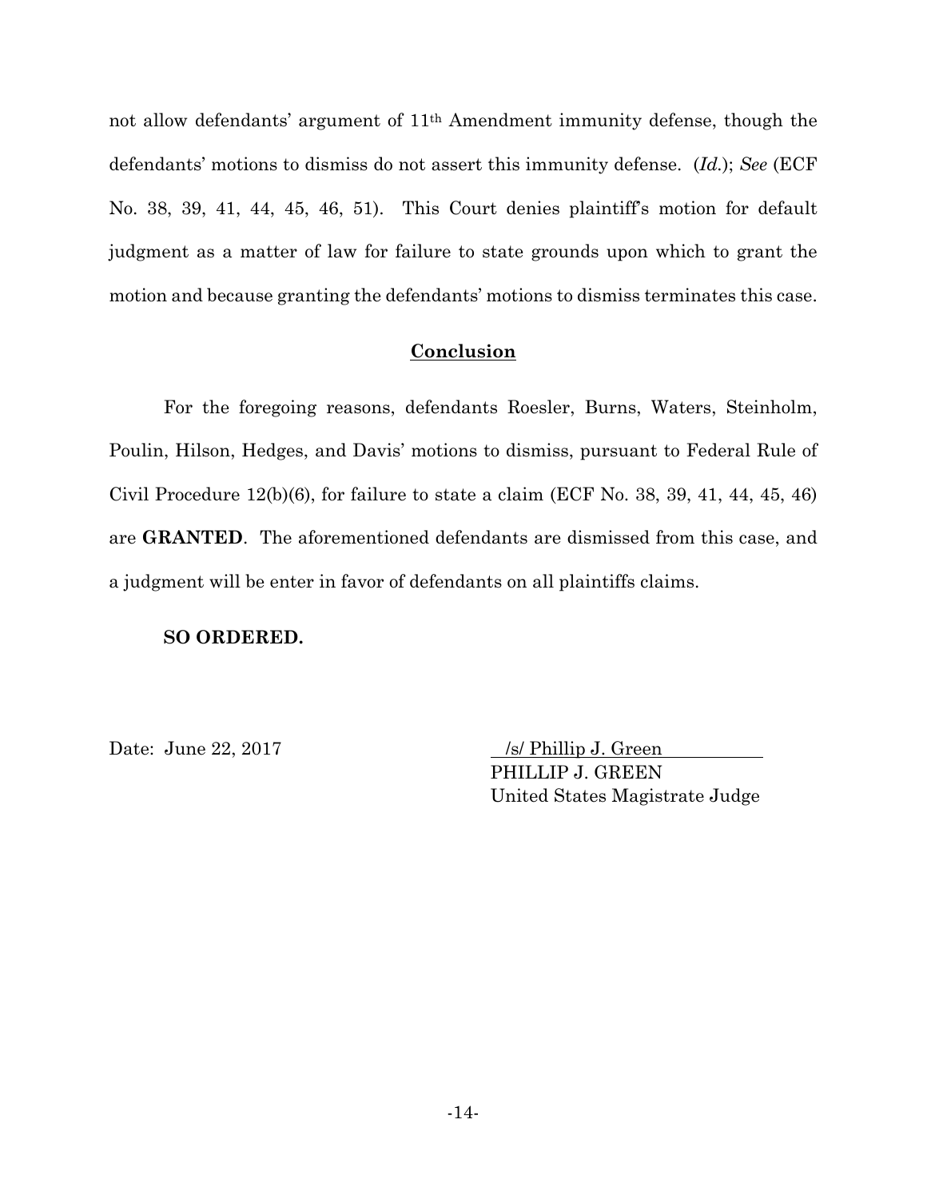not allow defendants' argument of 11th Amendment immunity defense, though the defendants' motions to dismiss do not assert this immunity defense. (*Id.*); *See* (ECF No. 38, 39, 41, 44, 45, 46, 51). This Court denies plaintiff's motion for default judgment as a matter of law for failure to state grounds upon which to grant the motion and because granting the defendants' motions to dismiss terminates this case.

## Conclusion

For the foregoing reasons, defendants Roesler, Burns, Waters, Steinholm, Poulin, Hilson, Hedges, and Davis' motions to dismiss, pursuant to Federal Rule of Civil Procedure 12(b)(6), for failure to state a claim (ECF No. 38, 39, 41, 44, 45, 46) are **GRANTED**. The aforementioned defendants are dismissed from this case, and a judgment will be enter in favor of defendants on all plaintiffs claims.

**SO ORDERED.**

Date: June 22, 2017

/s/ Phillip J. Green
PHILLIP J. GREEN
United States Magistrate Judge